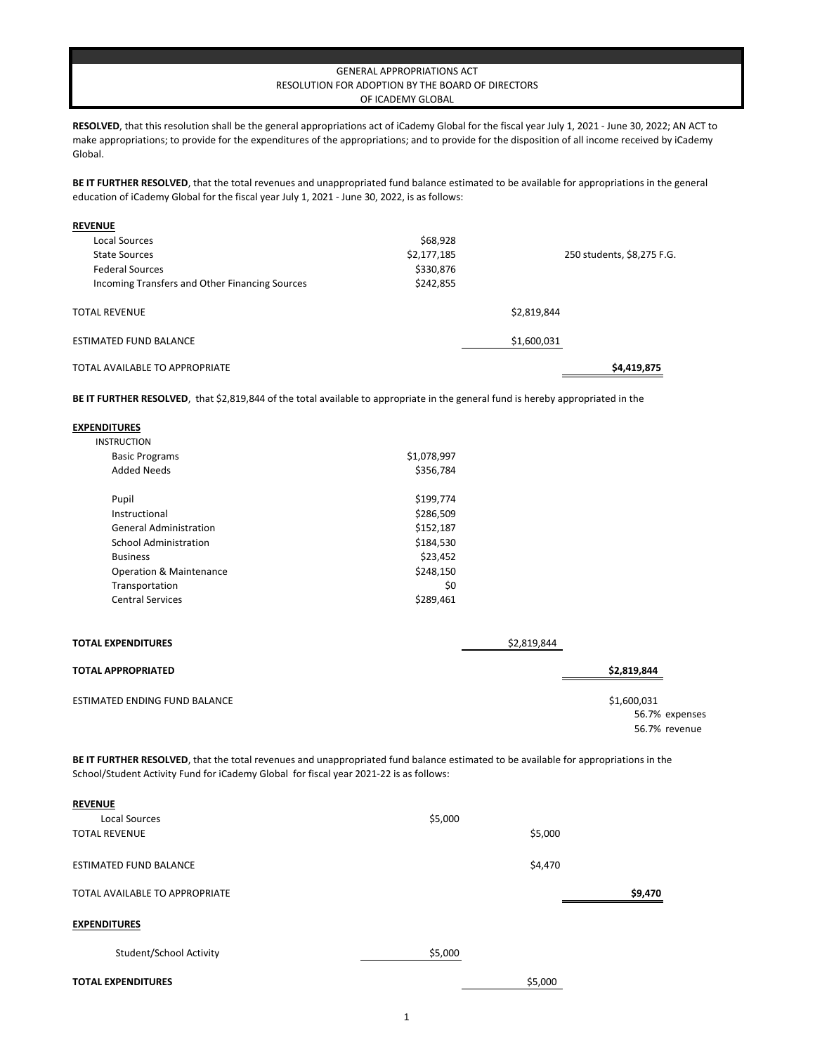GENERAL APPROPRIATIONS ACT
RESOLUTION FOR ADOPTION BY THE BOARD OF DIRECTORS
OF ICADEMY GLOBAL

**RESOLVED**, that this resolution shall be the general appropriations act of iCademy Global for the fiscal year July 1, 2021 - June 30, 2022; AN ACT to make appropriations; to provide for the expenditures of the appropriations; and to provide for the disposition of all income received by iCademy Global.

**BE IT FURTHER RESOLVED**, that the total revenues and unappropriated fund balance estimated to be available for appropriations in the general education of iCademy Global for the fiscal year July 1, 2021 - June 30, 2022, is as follows:

| **REVENUE** | | | |
|---|---|---|---|
| Local Sources | $68,928 | | |
| State Sources | $2,177,185 | | 250 students, $8,275 F.G. |
| Federal Sources | $330,876 | | |
| Incoming Transfers and Other Financing Sources | $242,855 | | |
| TOTAL REVENUE | | $2,819,844 | |
| ESTIMATED FUND BALANCE | | $1,600,031 | |
| TOTAL AVAILABLE TO APPROPRIATE | | | **$4,419,875** |

**BE IT FURTHER RESOLVED**, that $2,819,844 of the total available to appropriate in the general fund is hereby appropriated in the

| **EXPENDITURES** | | | |
|---|---|---|---|
| INSTRUCTION | | | |
| Basic Programs | $1,078,997 | | |
| Added Needs | $356,784 | | |
| Pupil | $199,774 | | |
| Instructional | $286,509 | | |
| General Administration | $152,187 | | |
| School Administration | $184,530 | | |
| Business | $23,452 | | |
| Operation & Maintenance | $248,150 | | |
| Transportation | $0 | | |
| Central Services | $289,461 | | |
| **TOTAL EXPENDITURES** | | $2,819,844 | |
| **TOTAL APPROPRIATED** | | | **$2,819,844** |
| ESTIMATED ENDING FUND BALANCE | | | $1,600,031<br>56.7% expenses<br>56.7% revenue |

**BE IT FURTHER RESOLVED**, that the total revenues and unappropriated fund balance estimated to be available for appropriations in the School/Student Activity Fund for iCademy Global for fiscal year 2021-22 is as follows:

| **REVENUE** | | | |
|---|---|---|---|
| Local Sources | $5,000 | | |
| TOTAL REVENUE | | $5,000 | |
| ESTIMATED FUND BALANCE | | $4,470 | |
| TOTAL AVAILABLE TO APPROPRIATE | | | **$9,470** |

| **EXPENDITURES** | | |
|---|---|---|
| Student/School Activity | $5,000 | |
| **TOTAL EXPENDITURES** | | $5,000 |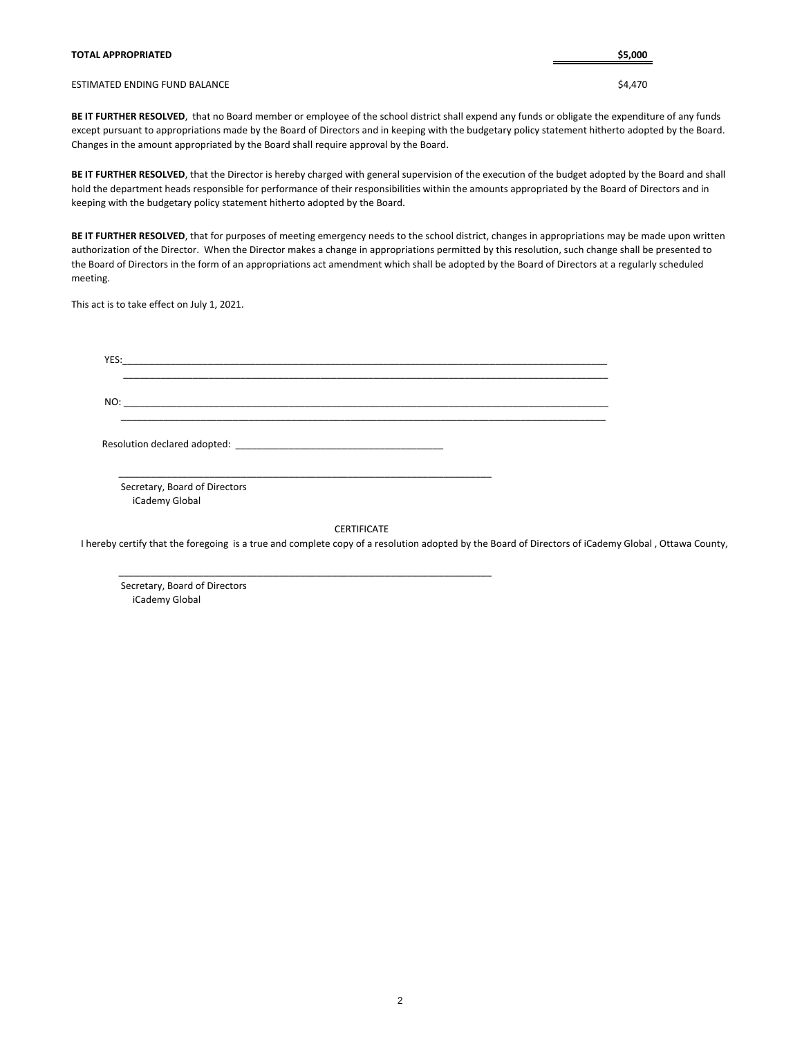| | |
|---|---|
| **TOTAL APPROPRIATED** | **$5,000** |
| ESTIMATED ENDING FUND BALANCE | $4,470 |

**BE IT FURTHER RESOLVED**, that no Board member or employee of the school district shall expend any funds or obligate the expenditure of any funds except pursuant to appropriations made by the Board of Directors and in keeping with the budgetary policy statement hitherto adopted by the Board. Changes in the amount appropriated by the Board shall require approval by the Board.

**BE IT FURTHER RESOLVED**, that the Director is hereby charged with general supervision of the execution of the budget adopted by the Board and shall hold the department heads responsible for performance of their responsibilities within the amounts appropriated by the Board of Directors and in keeping with the budgetary policy statement hitherto adopted by the Board.

**BE IT FURTHER RESOLVED**, that for purposes of meeting emergency needs to the school district, changes in appropriations may be made upon written authorization of the Director. When the Director makes a change in appropriations permitted by this resolution, such change shall be presented to the Board of Directors in the form of an appropriations act amendment which shall be adopted by the Board of Directors at a regularly scheduled meeting.

This act is to take effect on July 1, 2021.

YES:_______________________________________________________________________________________________

_______________________________________________________________________________________________

NO: _______________________________________________________________________________________________

_______________________________________________________________________________________________

Resolution declared adopted: ________________________________________

________________________________________________________________________

Secretary, Board of Directors
iCademy Global

CERTIFICATE

I hereby certify that the foregoing is a true and complete copy of a resolution adopted by the Board of Directors of iCademy Global , Ottawa County,

________________________________________________________________________

Secretary, Board of Directors
iCademy Global